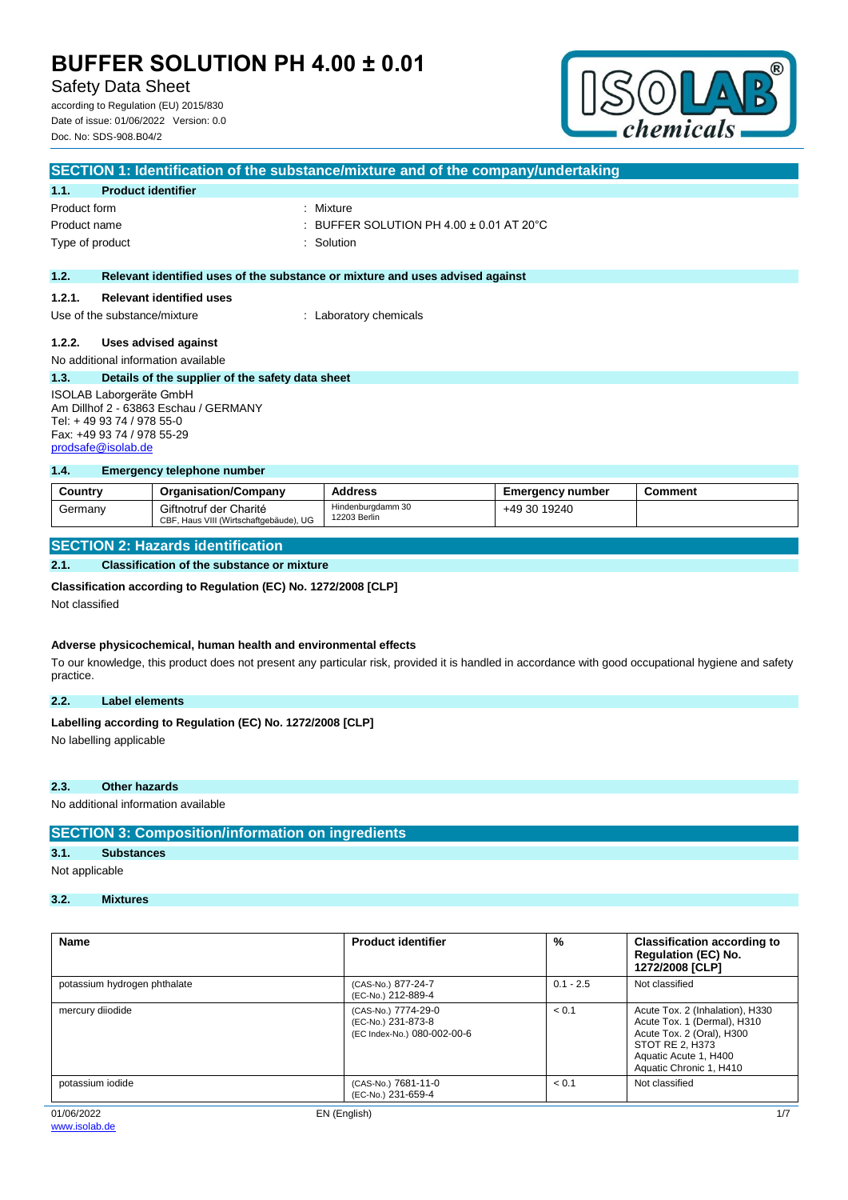# BUFFER SOLUTION PH 4.00 ± 0.01

Safety Data Sheet

according to Regulation (EU) 2015/830
Date of issue: 01/06/2022 Version: 0.0
Doc. No: SDS-908.B04/2

## SECTION 1: Identification of the substance/mixture and of the company/undertaking

### 1.1. Product identifier

Product form : Mixture
Product name : BUFFER SOLUTION PH 4.00 ± 0.01 AT 20°C
Type of product : Solution

### 1.2. Relevant identified uses of the substance or mixture and uses advised against

#### 1.2.1. Relevant identified uses

Use of the substance/mixture : Laboratory chemicals

#### 1.2.2. Uses advised against

No additional information available

### 1.3. Details of the supplier of the safety data sheet

ISOLAB Laborgeräte GmbH
Am Dillhof 2 - 63863 Eschau / GERMANY
Tel: + 49 93 74 / 978 55-0
Fax: +49 93 74 / 978 55-29
prodsafe@isolab.de

### 1.4. Emergency telephone number

| Country | Organisation/Company | Address | Emergency number | Comment |
|---|---|---|---|---|
| Germany | Giftnotruf der Charité<br>CBF, Haus VIII (Wirtschaftgebäude), UG | Hindenburgdamm 30<br>12203 Berlin | +49 30 19240 | |

## SECTION 2: Hazards identification

### 2.1. Classification of the substance or mixture

**Classification according to Regulation (EC) No. 1272/2008 [CLP]**

Not classified

**Adverse physicochemical, human health and environmental effects**

To our knowledge, this product does not present any particular risk, provided it is handled in accordance with good occupational hygiene and safety practice.

### 2.2. Label elements

**Labelling according to Regulation (EC) No. 1272/2008 [CLP]**

No labelling applicable

### 2.3. Other hazards

No additional information available

## SECTION 3: Composition/information on ingredients

### 3.1. Substances

Not applicable

### 3.2. Mixtures

| Name | Product identifier | % | Classification according to Regulation (EC) No. 1272/2008 [CLP] |
|---|---|---|---|
| potassium hydrogen phthalate | (CAS-No.) 877-24-7<br>(EC-No.) 212-889-4 | 0.1 - 2.5 | Not classified |
| mercury diiodide | (CAS-No.) 7774-29-0<br>(EC-No.) 231-873-8<br>(EC Index-No.) 080-002-00-6 | < 0.1 | Acute Tox. 2 (Inhalation), H330<br>Acute Tox. 1 (Dermal), H310<br>Acute Tox. 2 (Oral), H300<br>STOT RE 2, H373<br>Aquatic Acute 1, H400<br>Aquatic Chronic 1, H410 |
| potassium iodide | (CAS-No.) 7681-11-0<br>(EC-No.) 231-659-4 | < 0.1 | Not classified |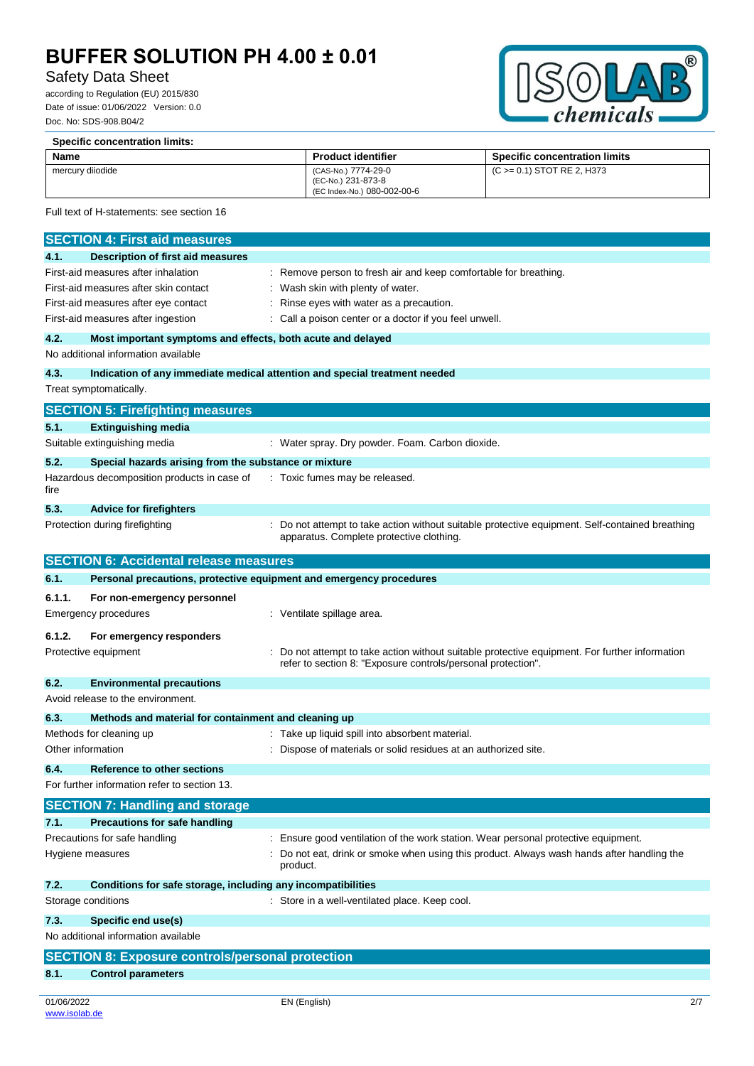**Specific concentration limits:**

| Name | Product identifier | Specific concentration limits |
|---|---|---|
| mercury diiodide | (CAS-No.) 7774-29-0<br>(EC-No.) 231-873-8<br>(EC Index-No.) 080-002-00-6 | (C >= 0.1) STOT RE 2, H373 |

Full text of H-statements: see section 16

## SECTION 4: First aid measures

### 4.1. Description of first aid measures

First-aid measures after inhalation : Remove person to fresh air and keep comfortable for breathing.

First-aid measures after skin contact : Wash skin with plenty of water.

First-aid measures after eye contact : Rinse eyes with water as a precaution.

First-aid measures after ingestion : Call a poison center or a doctor if you feel unwell.

### 4.2. Most important symptoms and effects, both acute and delayed

No additional information available

### 4.3. Indication of any immediate medical attention and special treatment needed

Treat symptomatically.

## SECTION 5: Firefighting measures

### 5.1. Extinguishing media

Suitable extinguishing media : Water spray. Dry powder. Foam. Carbon dioxide.

### 5.2. Special hazards arising from the substance or mixture

Hazardous decomposition products in case of fire : Toxic fumes may be released.

### 5.3. Advice for firefighters

Protection during firefighting : Do not attempt to take action without suitable protective equipment. Self-contained breathing apparatus. Complete protective clothing.

## SECTION 6: Accidental release measures

### 6.1. Personal precautions, protective equipment and emergency procedures

#### 6.1.1. For non-emergency personnel

Emergency procedures : Ventilate spillage area.

#### 6.1.2. For emergency responders

Protective equipment : Do not attempt to take action without suitable protective equipment. For further information refer to section 8: "Exposure controls/personal protection".

### 6.2. Environmental precautions

Avoid release to the environment.

### 6.3. Methods and material for containment and cleaning up

Methods for cleaning up : Take up liquid spill into absorbent material.

Other information : Dispose of materials or solid residues at an authorized site.

### 6.4. Reference to other sections

For further information refer to section 13.

## SECTION 7: Handling and storage

### 7.1. Precautions for safe handling

Precautions for safe handling : Ensure good ventilation of the work station. Wear personal protective equipment.

Hygiene measures : Do not eat, drink or smoke when using this product. Always wash hands after handling the product.

### 7.2. Conditions for safe storage, including any incompatibilities

Storage conditions : Store in a well-ventilated place. Keep cool.

### 7.3. Specific end use(s)

No additional information available

## SECTION 8: Exposure controls/personal protection

### 8.1. Control parameters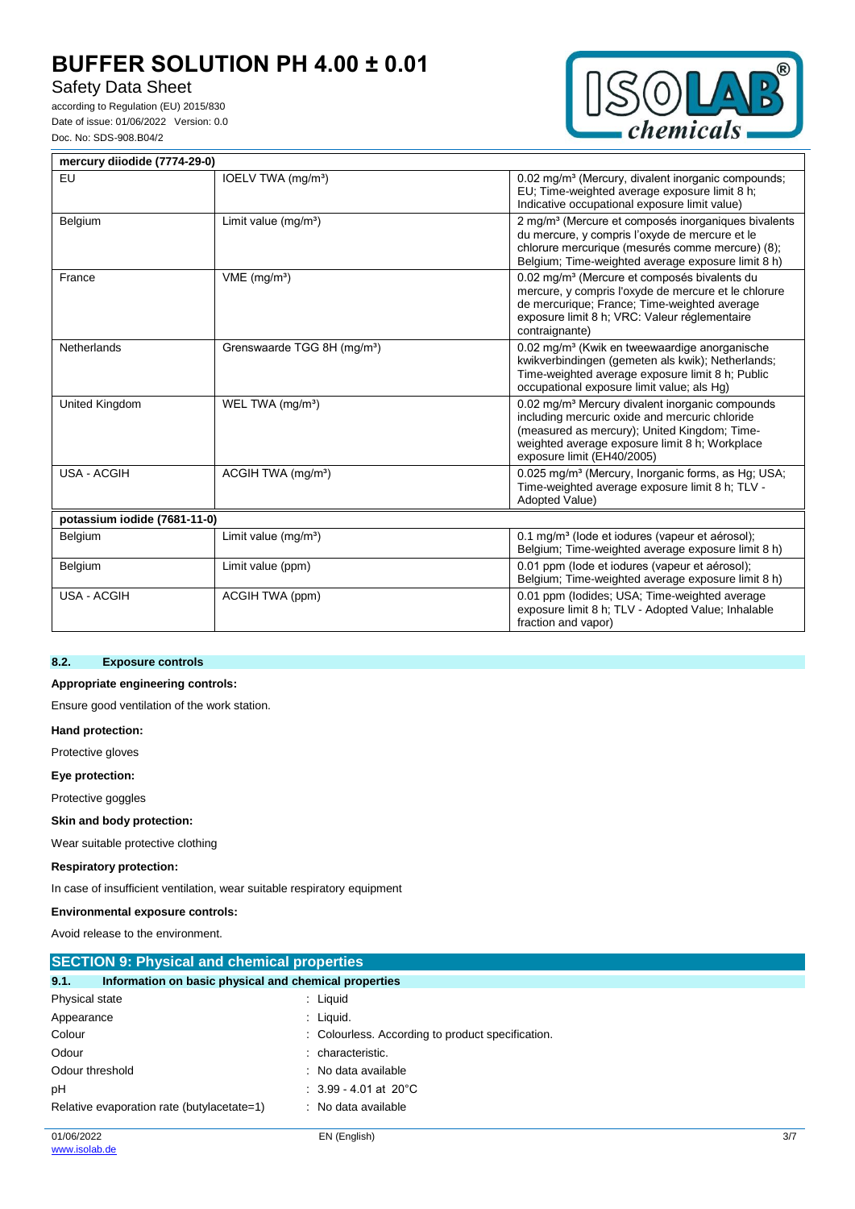| mercury diiodide (7774-29-0) | | |
|---|---|---|
| EU | IOELV TWA (mg/m³) | 0.02 mg/m³ (Mercury, divalent inorganic compounds; EU; Time-weighted average exposure limit 8 h; Indicative occupational exposure limit value) |
| Belgium | Limit value (mg/m³) | 2 mg/m³ (Mercure et composés inorganiques bivalents du mercure, y compris l'oxyde de mercure et le chlorure mercurique (mesurés comme mercure) (8); Belgium; Time-weighted average exposure limit 8 h) |
| France | VME (mg/m³) | 0.02 mg/m³ (Mercure et composés bivalents du mercure, y compris l'oxyde de mercure et le chlorure de mercurique; France; Time-weighted average exposure limit 8 h; VRC: Valeur réglementaire contraignante) |
| Netherlands | Grenswaarde TGG 8H (mg/m³) | 0.02 mg/m³ (Kwik en tweewaardige anorganische kwikverbindingen (gemeten als kwik); Netherlands; Time-weighted average exposure limit 8 h; Public occupational exposure limit value; als Hg) |
| United Kingdom | WEL TWA (mg/m³) | 0.02 mg/m³ Mercury divalent inorganic compounds including mercuric oxide and mercuric chloride (measured as mercury); United Kingdom; Time-weighted average exposure limit 8 h; Workplace exposure limit (EH40/2005) |
| USA - ACGIH | ACGIH TWA (mg/m³) | 0.025 mg/m³ (Mercury, Inorganic forms, as Hg; USA; Time-weighted average exposure limit 8 h; TLV - Adopted Value) |
| **potassium iodide (7681-11-0)** | | |
| Belgium | Limit value (mg/m³) | 0.1 mg/m³ (Iode et iodures (vapeur et aérosol); Belgium; Time-weighted average exposure limit 8 h) |
| Belgium | Limit value (ppm) | 0.01 ppm (Iode et iodures (vapeur et aérosol); Belgium; Time-weighted average exposure limit 8 h) |
| USA - ACGIH | ACGIH TWA (ppm) | 0.01 ppm (Iodides; USA; Time-weighted average exposure limit 8 h; TLV - Adopted Value; Inhalable fraction and vapor) |

### 8.2. Exposure controls

**Appropriate engineering controls:**

Ensure good ventilation of the work station.

**Hand protection:**

Protective gloves

**Eye protection:**

Protective goggles

**Skin and body protection:**

Wear suitable protective clothing

**Respiratory protection:**

In case of insufficient ventilation, wear suitable respiratory equipment

**Environmental exposure controls:**

Avoid release to the environment.

## SECTION 9: Physical and chemical properties

### 9.1. Information on basic physical and chemical properties

| | |
|---|---|
| Physical state | : Liquid |
| Appearance | : Liquid. |
| Colour | : Colourless. According to product specification. |
| Odour | : characteristic. |
| Odour threshold | : No data available |
| pH | : 3.99 - 4.01 at 20°C |
| Relative evaporation rate (butylacetate=1) | : No data available |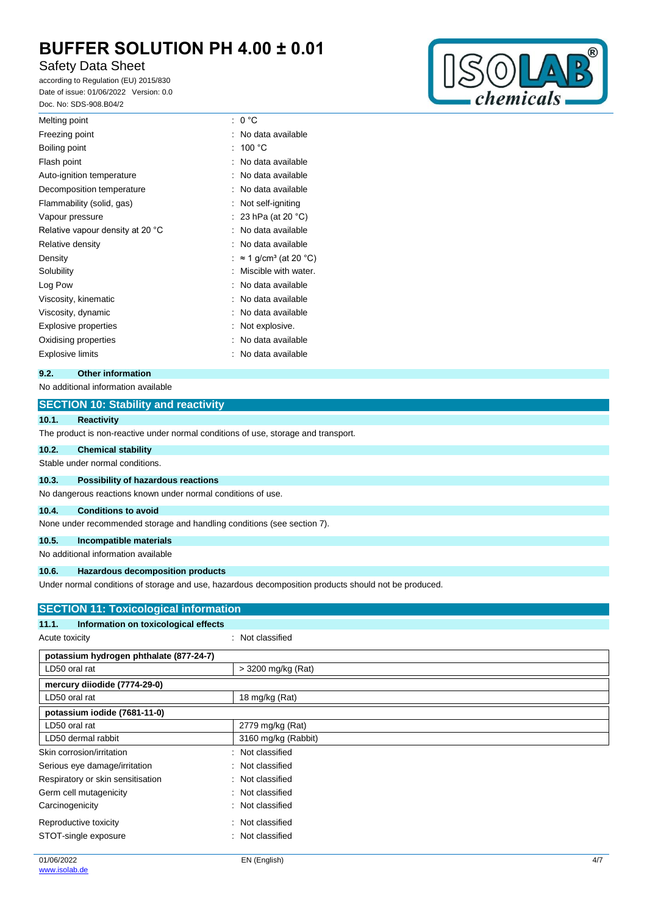| | |
|---|---|
| Melting point | : 0 °C |
| Freezing point | : No data available |
| Boiling point | : 100 °C |
| Flash point | : No data available |
| Auto-ignition temperature | : No data available |
| Decomposition temperature | : No data available |
| Flammability (solid, gas) | : Not self-igniting |
| Vapour pressure | : 23 hPa (at 20 °C) |
| Relative vapour density at 20 °C | : No data available |
| Relative density | : No data available |
| Density | : ≈ 1 g/cm³ (at 20 °C) |
| Solubility | : Miscible with water. |
| Log Pow | : No data available |
| Viscosity, kinematic | : No data available |
| Viscosity, dynamic | : No data available |
| Explosive properties | : Not explosive. |
| Oxidising properties | : No data available |
| Explosive limits | : No data available |

### 9.2. Other information

No additional information available

## SECTION 10: Stability and reactivity

### 10.1. Reactivity

The product is non-reactive under normal conditions of use, storage and transport.

### 10.2. Chemical stability

Stable under normal conditions.

### 10.3. Possibility of hazardous reactions

No dangerous reactions known under normal conditions of use.

### 10.4. Conditions to avoid

None under recommended storage and handling conditions (see section 7).

### 10.5. Incompatible materials

No additional information available

### 10.6. Hazardous decomposition products

Under normal conditions of storage and use, hazardous decomposition products should not be produced.

## SECTION 11: Toxicological information

### 11.1. Information on toxicological effects

Acute toxicity : Not classified

| potassium hydrogen phthalate (877-24-7) | |
|---|---|
| LD50 oral rat | > 3200 mg/kg (Rat) |
| **mercury diiodide (7774-29-0)** | |
| LD50 oral rat | 18 mg/kg (Rat) |
| **potassium iodide (7681-11-0)** | |
| LD50 oral rat | 2779 mg/kg (Rat) |
| LD50 dermal rabbit | 3160 mg/kg (Rabbit) |

| | |
|---|---|
| Skin corrosion/irritation | : Not classified |
| Serious eye damage/irritation | : Not classified |
| Respiratory or skin sensitisation | : Not classified |
| Germ cell mutagenicity | : Not classified |
| Carcinogenicity | : Not classified |
| Reproductive toxicity | : Not classified |
| STOT-single exposure | : Not classified |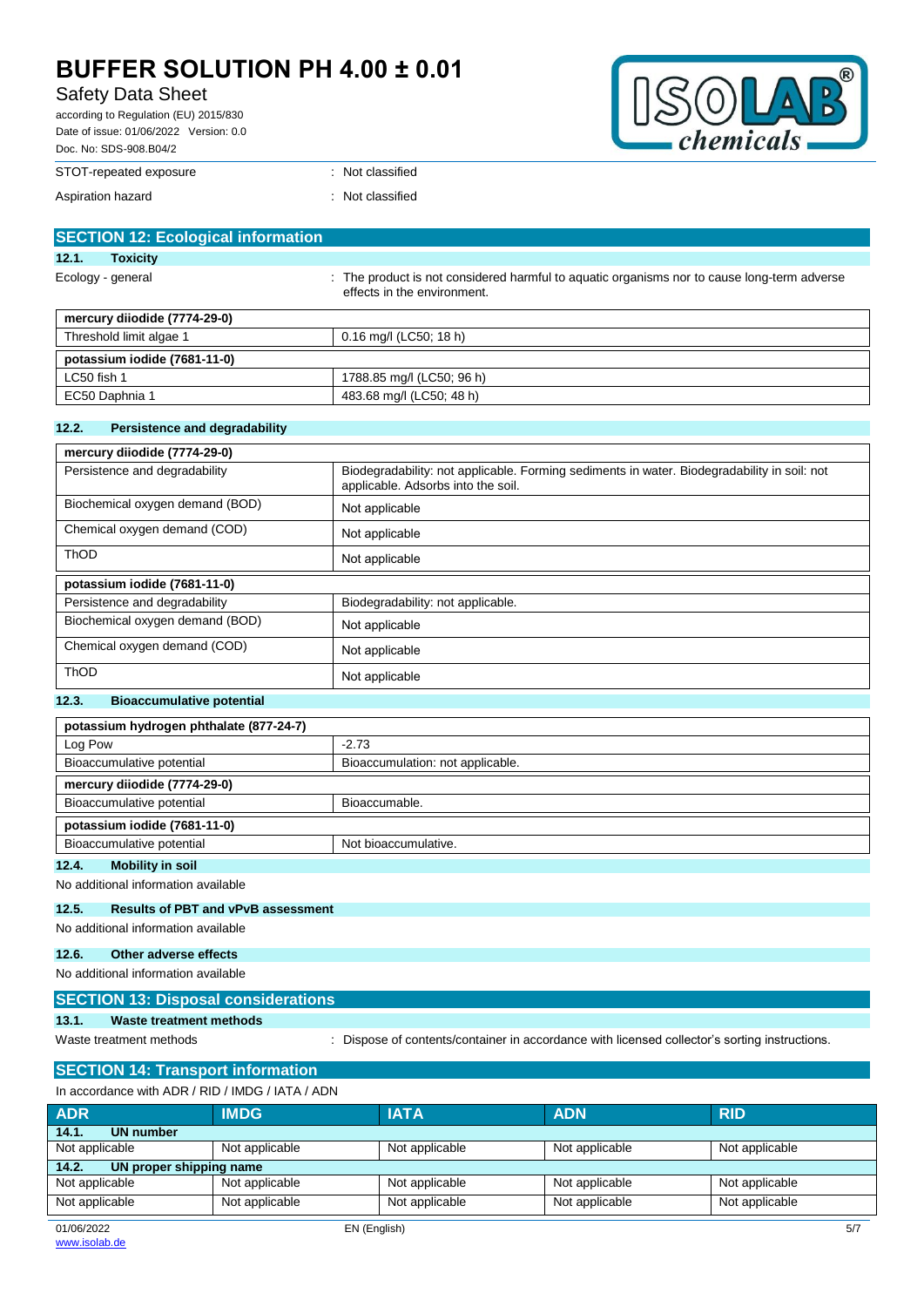| | |
|---|---|
| STOT-repeated exposure | : Not classified |
| Aspiration hazard | : Not classified |

## SECTION 12: Ecological information

### 12.1. Toxicity

| | |
|---|---|
| Ecology - general | : The product is not considered harmful to aquatic organisms nor to cause long-term adverse effects in the environment. |

| **mercury diiodide (7774-29-0)** | |
|---|---|
| Threshold limit algae 1 | 0.16 mg/l (LC50; 18 h) |
| **potassium iodide (7681-11-0)** | |
| LC50 fish 1 | 1788.85 mg/l (LC50; 96 h) |
| EC50 Daphnia 1 | 483.68 mg/l (LC50; 48 h) |

### 12.2. Persistence and degradability

| **mercury diiodide (7774-29-0)** | |
|---|---|
| Persistence and degradability | Biodegradability: not applicable. Forming sediments in water. Biodegradability in soil: not applicable. Adsorbs into the soil. |
| Biochemical oxygen demand (BOD) | Not applicable |
| Chemical oxygen demand (COD) | Not applicable |
| ThOD | Not applicable |
| **potassium iodide (7681-11-0)** | |
| Persistence and degradability | Biodegradability: not applicable. |
| Biochemical oxygen demand (BOD) | Not applicable |
| Chemical oxygen demand (COD) | Not applicable |
| ThOD | Not applicable |

### 12.3. Bioaccumulative potential

| **potassium hydrogen phthalate (877-24-7)** | |
|---|---|
| Log Pow | -2.73 |
| Bioaccumulative potential | Bioaccumulation: not applicable. |
| **mercury diiodide (7774-29-0)** | |
| Bioaccumulative potential | Bioaccumable. |
| **potassium iodide (7681-11-0)** | |
| Bioaccumulative potential | Not bioaccumulative. |

### 12.4. Mobility in soil

No additional information available

### 12.5. Results of PBT and vPvB assessment

No additional information available

### 12.6. Other adverse effects

No additional information available

## SECTION 13: Disposal considerations

### 13.1. Waste treatment methods

| | |
|---|---|
| Waste treatment methods | : Dispose of contents/container in accordance with licensed collector's sorting instructions. |

## SECTION 14: Transport information

In accordance with ADR / RID / IMDG / IATA / ADN

| ADR | IMDG | IATA | ADN | RID |
|---|---|---|---|---|
| **14.1. UN number** | | | | |
| Not applicable | Not applicable | Not applicable | Not applicable | Not applicable |
| **14.2. UN proper shipping name** | | | | |
| Not applicable | Not applicable | Not applicable | Not applicable | Not applicable |
| Not applicable | Not applicable | Not applicable | Not applicable | Not applicable |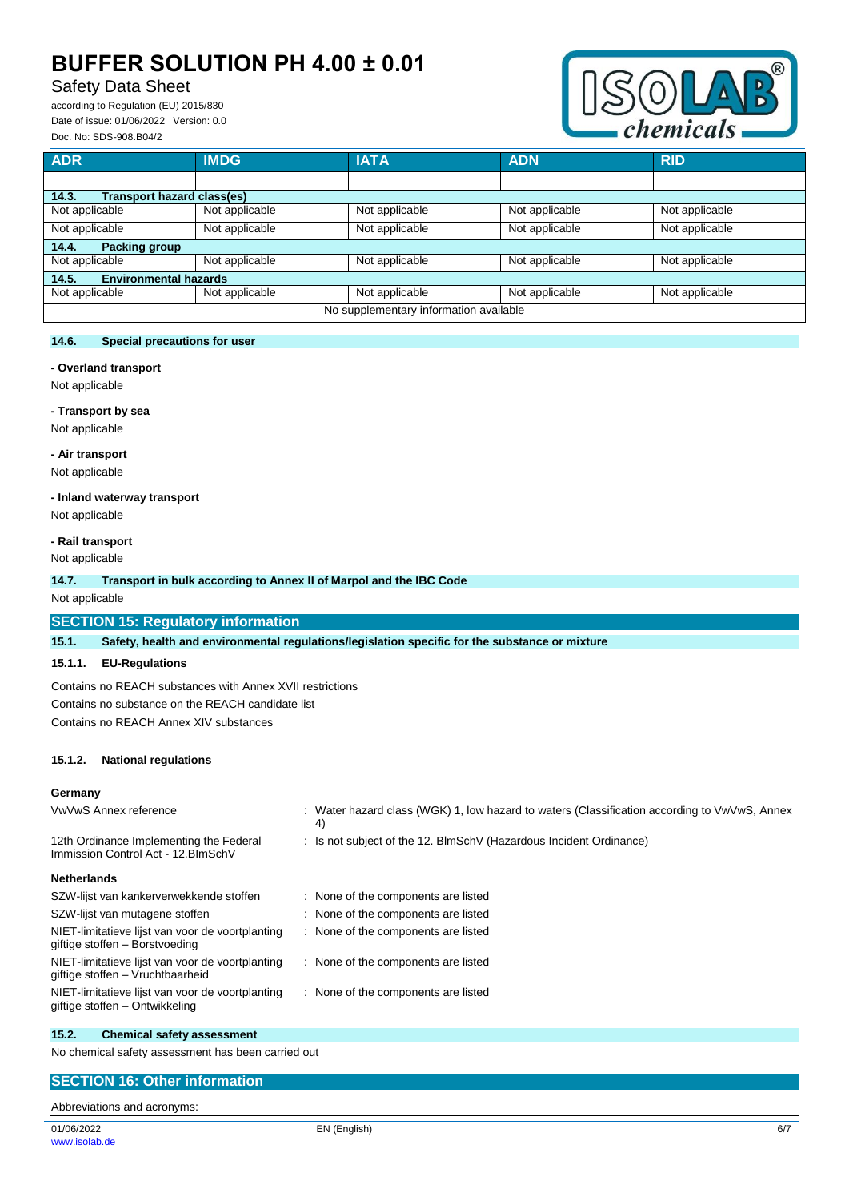| ADR | IMDG | IATA | ADN | RID |
|---|---|---|---|---|
| | | | | |
| **14.3. Transport hazard class(es)** | | | | |
| Not applicable | Not applicable | Not applicable | Not applicable | Not applicable |
| Not applicable | Not applicable | Not applicable | Not applicable | Not applicable |
| **14.4. Packing group** | | | | |
| Not applicable | Not applicable | Not applicable | Not applicable | Not applicable |
| **14.5. Environmental hazards** | | | | |
| Not applicable | Not applicable | Not applicable | Not applicable | Not applicable |
| No supplementary information available | | | | |

### 14.6. Special precautions for user

**- Overland transport**

Not applicable

**- Transport by sea**

Not applicable

**- Air transport**

Not applicable

**- Inland waterway transport**

Not applicable

**- Rail transport**

Not applicable

### 14.7. Transport in bulk according to Annex II of Marpol and the IBC Code

Not applicable

## SECTION 15: Regulatory information

### 15.1. Safety, health and environmental regulations/legislation specific for the substance or mixture

#### 15.1.1. EU-Regulations

Contains no REACH substances with Annex XVII restrictions

Contains no substance on the REACH candidate list

Contains no REACH Annex XIV substances

#### 15.1.2. National regulations

**Germany**

| | |
|---|---|
| VwVwS Annex reference | : Water hazard class (WGK) 1, low hazard to waters (Classification according to VwVwS, Annex 4) |
| 12th Ordinance Implementing the Federal Immission Control Act - 12.BImSchV | : Is not subject of the 12. BlmSchV (Hazardous Incident Ordinance) |

**Netherlands**

| | |
|---|---|
| SZW-lijst van kankerverwekkende stoffen | : None of the components are listed |
| SZW-lijst van mutagene stoffen | : None of the components are listed |
| NIET-limitatieve lijst van voor de voortplanting giftige stoffen – Borstvoeding | : None of the components are listed |
| NIET-limitatieve lijst van voor de voortplanting giftige stoffen – Vruchtbaarheid | : None of the components are listed |
| NIET-limitatieve lijst van voor de voortplanting giftige stoffen – Ontwikkeling | : None of the components are listed |

### 15.2. Chemical safety assessment

No chemical safety assessment has been carried out

## SECTION 16: Other information

Abbreviations and acronyms: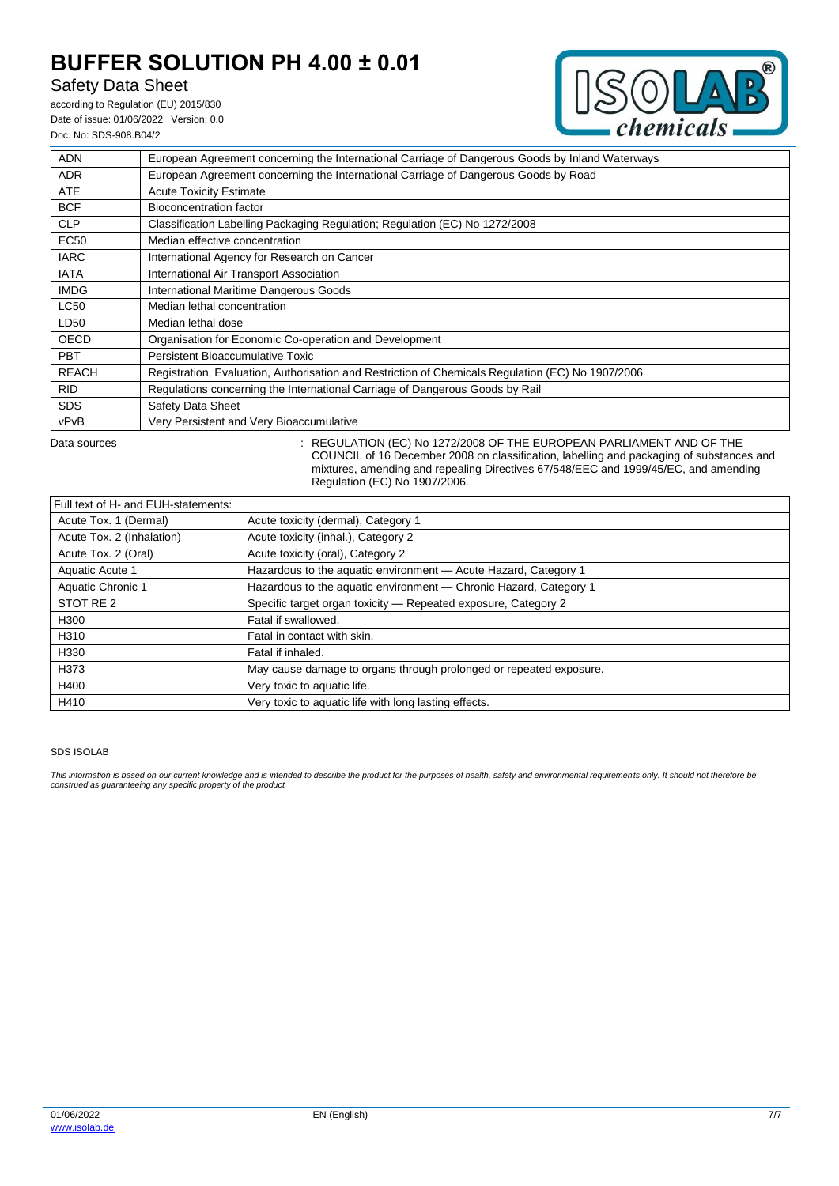| | |
|---|---|
| ADN | European Agreement concerning the International Carriage of Dangerous Goods by Inland Waterways |
| ADR | European Agreement concerning the International Carriage of Dangerous Goods by Road |
| ATE | Acute Toxicity Estimate |
| BCF | Bioconcentration factor |
| CLP | Classification Labelling Packaging Regulation; Regulation (EC) No 1272/2008 |
| EC50 | Median effective concentration |
| IARC | International Agency for Research on Cancer |
| IATA | International Air Transport Association |
| IMDG | International Maritime Dangerous Goods |
| LC50 | Median lethal concentration |
| LD50 | Median lethal dose |
| OECD | Organisation for Economic Co-operation and Development |
| PBT | Persistent Bioaccumulative Toxic |
| REACH | Registration, Evaluation, Authorisation and Restriction of Chemicals Regulation (EC) No 1907/2006 |
| RID | Regulations concerning the International Carriage of Dangerous Goods by Rail |
| SDS | Safety Data Sheet |
| vPvB | Very Persistent and Very Bioaccumulative |

Data sources : REGULATION (EC) No 1272/2008 OF THE EUROPEAN PARLIAMENT AND OF THE COUNCIL of 16 December 2008 on classification, labelling and packaging of substances and mixtures, amending and repealing Directives 67/548/EEC and 1999/45/EC, and amending Regulation (EC) No 1907/2006.

| Full text of H- and EUH-statements: | |
|---|---|
| Acute Tox. 1 (Dermal) | Acute toxicity (dermal), Category 1 |
| Acute Tox. 2 (Inhalation) | Acute toxicity (inhal.), Category 2 |
| Acute Tox. 2 (Oral) | Acute toxicity (oral), Category 2 |
| Aquatic Acute 1 | Hazardous to the aquatic environment — Acute Hazard, Category 1 |
| Aquatic Chronic 1 | Hazardous to the aquatic environment — Chronic Hazard, Category 1 |
| STOT RE 2 | Specific target organ toxicity — Repeated exposure, Category 2 |
| H300 | Fatal if swallowed. |
| H310 | Fatal in contact with skin. |
| H330 | Fatal if inhaled. |
| H373 | May cause damage to organs through prolonged or repeated exposure. |
| H400 | Very toxic to aquatic life. |
| H410 | Very toxic to aquatic life with long lasting effects. |

SDS ISOLAB

*This information is based on our current knowledge and is intended to describe the product for the purposes of health, safety and environmental requirements only. It should not therefore be construed as guaranteeing any specific property of the product*